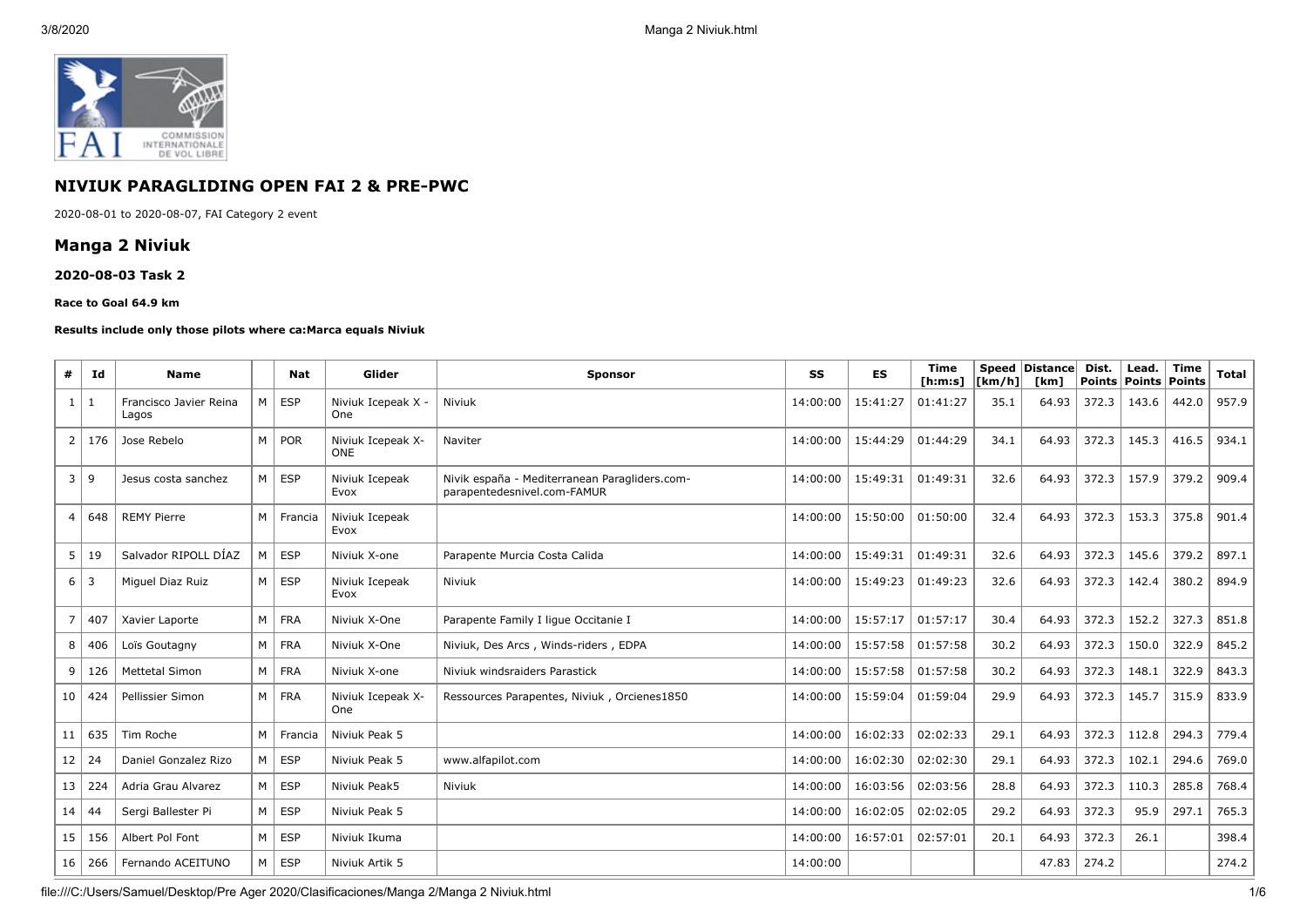## NIVIUK PARAGLIDING OPEN FAI 2 & PRE-PWC

2020-08-01 to 2020-08-07, FAI Category 2 event

# Manga 2 Niviuk

### 2020-08-03 Task 2

**Race to Goal 64.9 km**

**Results include only those pilots where ca:Marca equals Niviuk**

| # | Id | Name | | Nat | Glider | Sponsor | SS | ES | Time [h:m:s] | Speed [km/h] | Distance [km] | Dist. Points | Lead. Points | Time Points | Total |
|---|---|---|---|---|---|---|---|---|---|---|---|---|---|---|---|
| 1 | 1 | Francisco Javier Reina Lagos | M | ESP | Niviuk Icepeak X - One | Niviuk | 14:00:00 | 15:41:27 | 01:41:27 | 35.1 | 64.93 | 372.3 | 143.6 | 442.0 | 957.9 |
| 2 | 176 | Jose Rebelo | M | POR | Niviuk Icepeak X-ONE | Naviter | 14:00:00 | 15:44:29 | 01:44:29 | 34.1 | 64.93 | 372.3 | 145.3 | 416.5 | 934.1 |
| 3 | 9 | Jesus costa sanchez | M | ESP | Niviuk Icepeak Evox | Nivik españa - Mediterranean Paragliders.com-parapentedesnivel.com-FAMUR | 14:00:00 | 15:49:31 | 01:49:31 | 32.6 | 64.93 | 372.3 | 157.9 | 379.2 | 909.4 |
| 4 | 648 | REMY Pierre | M | Francia | Niviuk Icepeak Evox | | 14:00:00 | 15:50:00 | 01:50:00 | 32.4 | 64.93 | 372.3 | 153.3 | 375.8 | 901.4 |
| 5 | 19 | Salvador RIPOLL DÍAZ | M | ESP | Niviuk X-one | Parapente Murcia Costa Calida | 14:00:00 | 15:49:31 | 01:49:31 | 32.6 | 64.93 | 372.3 | 145.6 | 379.2 | 897.1 |
| 6 | 3 | Miguel Diaz Ruiz | M | ESP | Niviuk Icepeak Evox | Niviuk | 14:00:00 | 15:49:23 | 01:49:23 | 32.6 | 64.93 | 372.3 | 142.4 | 380.2 | 894.9 |
| 7 | 407 | Xavier Laporte | M | FRA | Niviuk X-One | Parapente Family I ligue Occitanie I | 14:00:00 | 15:57:17 | 01:57:17 | 30.4 | 64.93 | 372.3 | 152.2 | 327.3 | 851.8 |
| 8 | 406 | Loïs Goutagny | M | FRA | Niviuk X-One | Niviuk, Des Arcs , Winds-riders , EDPA | 14:00:00 | 15:57:58 | 01:57:58 | 30.2 | 64.93 | 372.3 | 150.0 | 322.9 | 845.2 |
| 9 | 126 | Mettetal Simon | M | FRA | Niviuk X-one | Niviuk windsraiders Parastick | 14:00:00 | 15:57:58 | 01:57:58 | 30.2 | 64.93 | 372.3 | 148.1 | 322.9 | 843.3 |
| 10 | 424 | Pellissier Simon | M | FRA | Niviuk Icepeak X-One | Ressources Parapentes, Niviuk , Orcienes1850 | 14:00:00 | 15:59:04 | 01:59:04 | 29.9 | 64.93 | 372.3 | 145.7 | 315.9 | 833.9 |
| 11 | 635 | Tim Roche | M | Francia | Niviuk Peak 5 | | 14:00:00 | 16:02:33 | 02:02:33 | 29.1 | 64.93 | 372.3 | 112.8 | 294.3 | 779.4 |
| 12 | 24 | Daniel Gonzalez Rizo | M | ESP | Niviuk Peak 5 | www.alfapilot.com | 14:00:00 | 16:02:30 | 02:02:30 | 29.1 | 64.93 | 372.3 | 102.1 | 294.6 | 769.0 |
| 13 | 224 | Adria Grau Alvarez | M | ESP | Niviuk Peak5 | Niviuk | 14:00:00 | 16:03:56 | 02:03:56 | 28.8 | 64.93 | 372.3 | 110.3 | 285.8 | 768.4 |
| 14 | 44 | Sergi Ballester Pi | M | ESP | Niviuk Peak 5 | | 14:00:00 | 16:02:05 | 02:02:05 | 29.2 | 64.93 | 372.3 | 95.9 | 297.1 | 765.3 |
| 15 | 156 | Albert Pol Font | M | ESP | Niviuk Ikuma | | 14:00:00 | 16:57:01 | 02:57:01 | 20.1 | 64.93 | 372.3 | 26.1 | | 398.4 |
| 16 | 266 | Fernando ACEITUNO | M | ESP | Niviuk Artik 5 | | 14:00:00 | | | | 47.83 | 274.2 | | | 274.2 |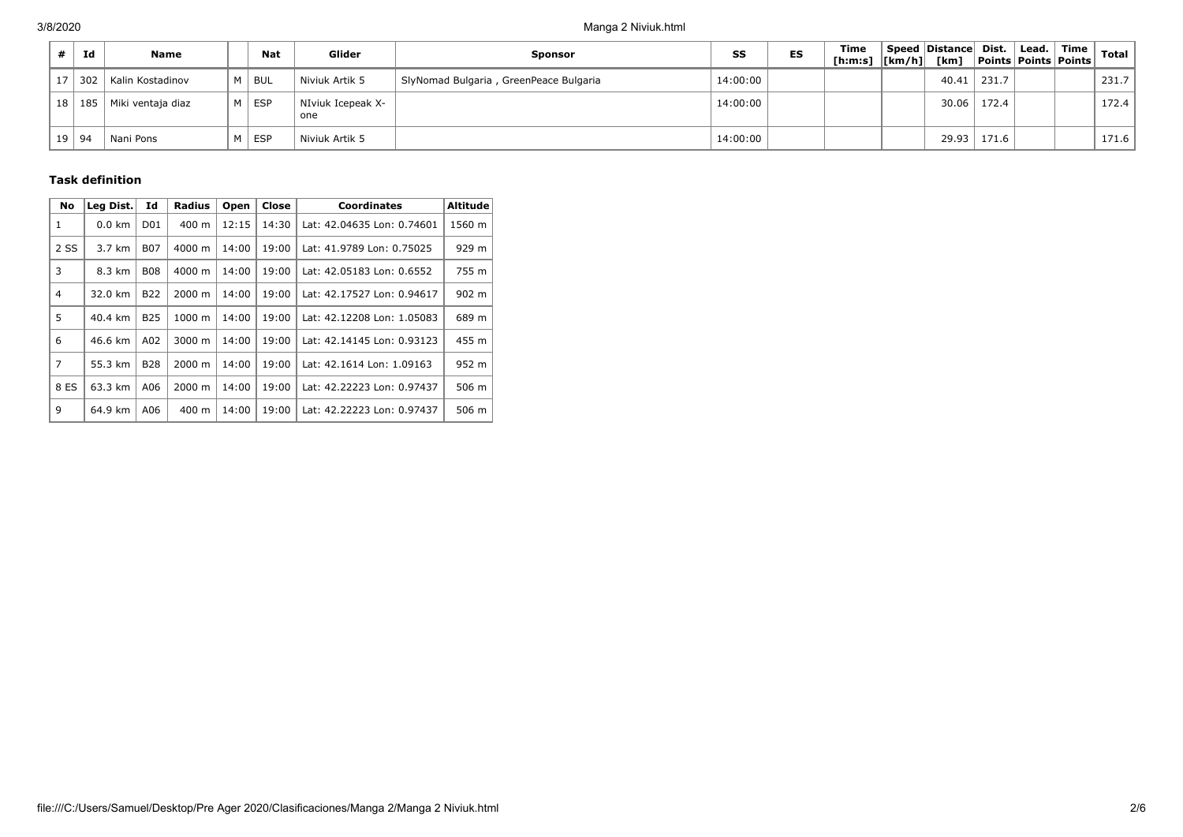| # | Id | Name | | Nat | Glider | Sponsor | SS | ES | Time [h:m:s] | Speed [km/h] | Distance [km] | Dist. Points | Lead. Points | Time Points | Total |
|---|---|---|---|---|---|---|---|---|---|---|---|---|---|---|---|
| 17 | 302 | Kalin Kostadinov | M | BUL | Niviuk Artik 5 | SlyNomad Bulgaria , GreenPeace Bulgaria | 14:00:00 | | | | 40.41 | 231.7 | | | 231.7 |
| 18 | 185 | Miki ventaja diaz | M | ESP | NIviuk Icepeak X-one | | 14:00:00 | | | | 30.06 | 172.4 | | | 172.4 |
| 19 | 94 | Nani Pons | M | ESP | Niviuk Artik 5 | | 14:00:00 | | | | 29.93 | 171.6 | | | 171.6 |

### Task definition

| No | Leg Dist. | Id | Radius | Open | Close | Coordinates | Altitude |
|---|---|---|---|---|---|---|---|
| 1 | 0.0 km | D01 | 400 m | 12:15 | 14:30 | Lat: 42.04635 Lon: 0.74601 | 1560 m |
| 2 SS | 3.7 km | B07 | 4000 m | 14:00 | 19:00 | Lat: 41.9789 Lon: 0.75025 | 929 m |
| 3 | 8.3 km | B08 | 4000 m | 14:00 | 19:00 | Lat: 42.05183 Lon: 0.6552 | 755 m |
| 4 | 32.0 km | B22 | 2000 m | 14:00 | 19:00 | Lat: 42.17527 Lon: 0.94617 | 902 m |
| 5 | 40.4 km | B25 | 1000 m | 14:00 | 19:00 | Lat: 42.12208 Lon: 1.05083 | 689 m |
| 6 | 46.6 km | A02 | 3000 m | 14:00 | 19:00 | Lat: 42.14145 Lon: 0.93123 | 455 m |
| 7 | 55.3 km | B28 | 2000 m | 14:00 | 19:00 | Lat: 42.1614 Lon: 1.09163 | 952 m |
| 8 ES | 63.3 km | A06 | 2000 m | 14:00 | 19:00 | Lat: 42.22223 Lon: 0.97437 | 506 m |
| 9 | 64.9 km | A06 | 400 m | 14:00 | 19:00 | Lat: 42.22223 Lon: 0.97437 | 506 m |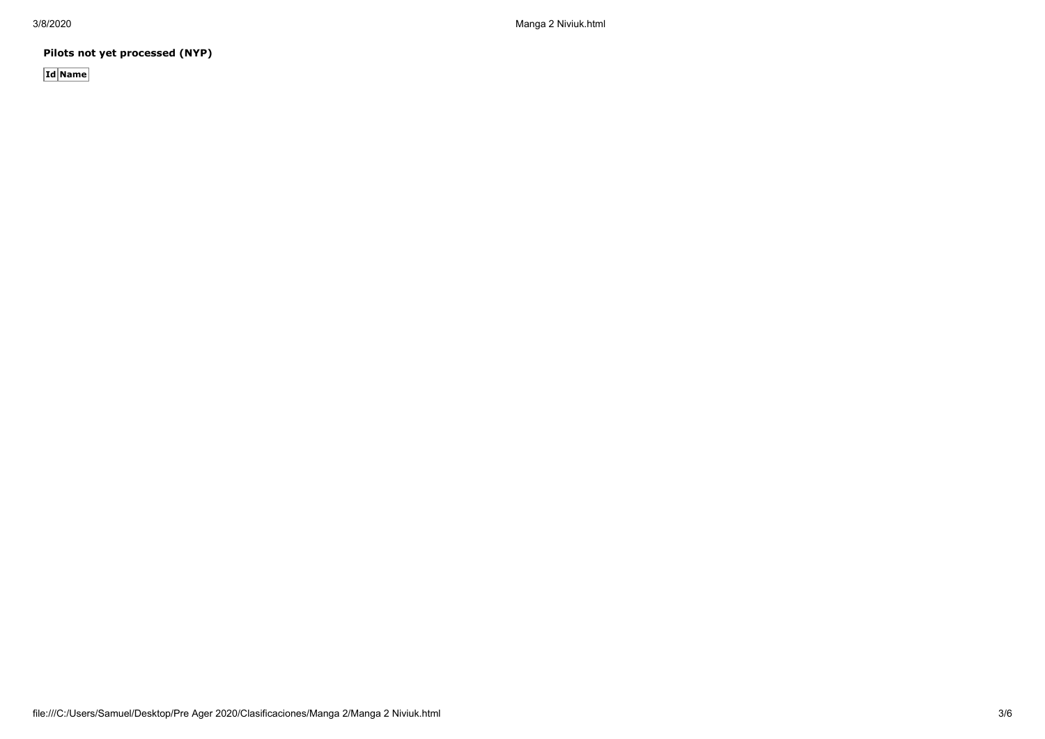**Pilots not yet processed (NYP)**

| Id | Name |
|---|---|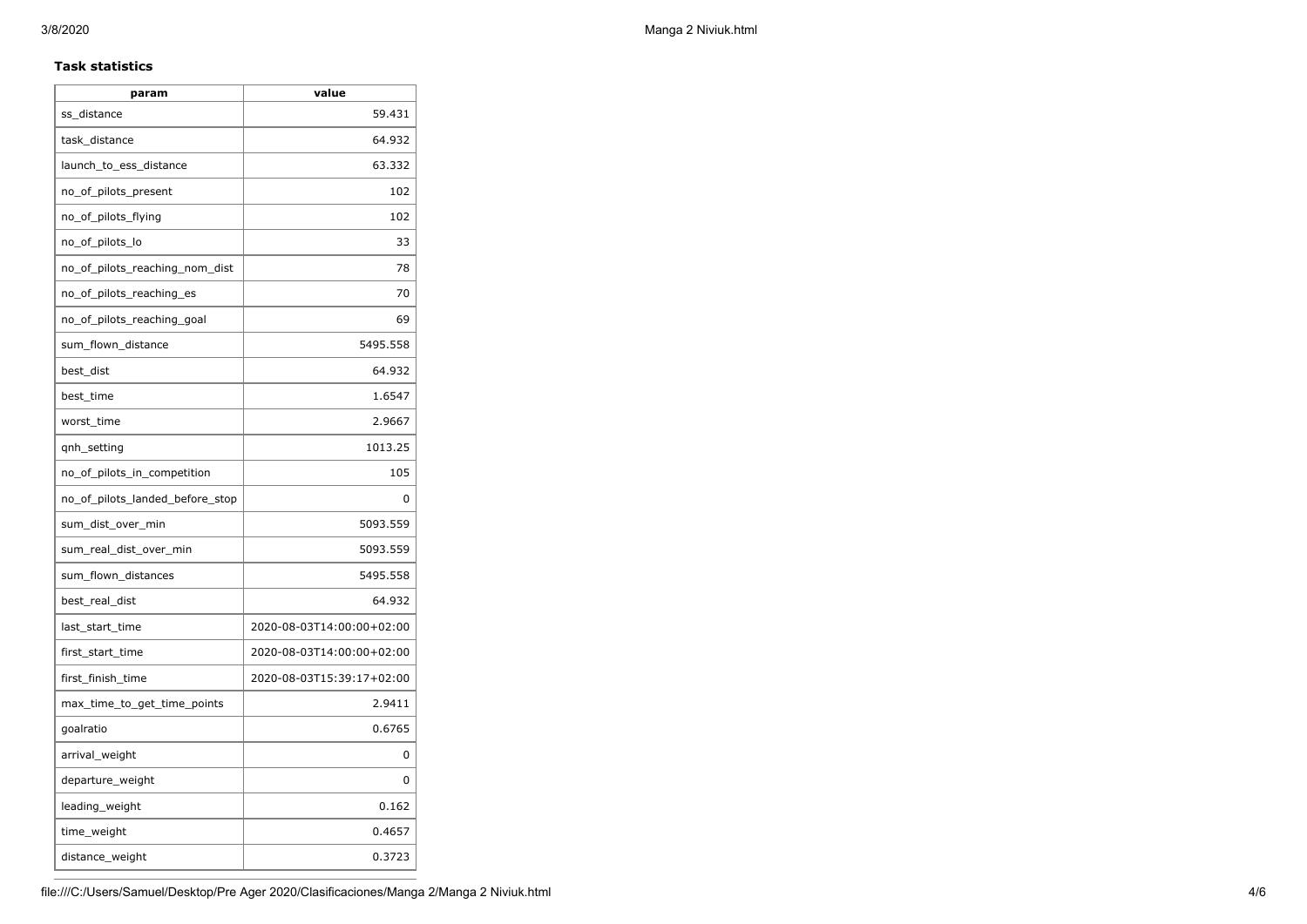**Task statistics**

| param | value |
| --- | --- |
| ss_distance | 59.431 |
| task_distance | 64.932 |
| launch_to_ess_distance | 63.332 |
| no_of_pilots_present | 102 |
| no_of_pilots_flying | 102 |
| no_of_pilots_lo | 33 |
| no_of_pilots_reaching_nom_dist | 78 |
| no_of_pilots_reaching_es | 70 |
| no_of_pilots_reaching_goal | 69 |
| sum_flown_distance | 5495.558 |
| best_dist | 64.932 |
| best_time | 1.6547 |
| worst_time | 2.9667 |
| qnh_setting | 1013.25 |
| no_of_pilots_in_competition | 105 |
| no_of_pilots_landed_before_stop | 0 |
| sum_dist_over_min | 5093.559 |
| sum_real_dist_over_min | 5093.559 |
| sum_flown_distances | 5495.558 |
| best_real_dist | 64.932 |
| last_start_time | 2020-08-03T14:00:00+02:00 |
| first_start_time | 2020-08-03T14:00:00+02:00 |
| first_finish_time | 2020-08-03T15:39:17+02:00 |
| max_time_to_get_time_points | 2.9411 |
| goalratio | 0.6765 |
| arrival_weight | 0 |
| departure_weight | 0 |
| leading_weight | 0.162 |
| time_weight | 0.4657 |
| distance_weight | 0.3723 |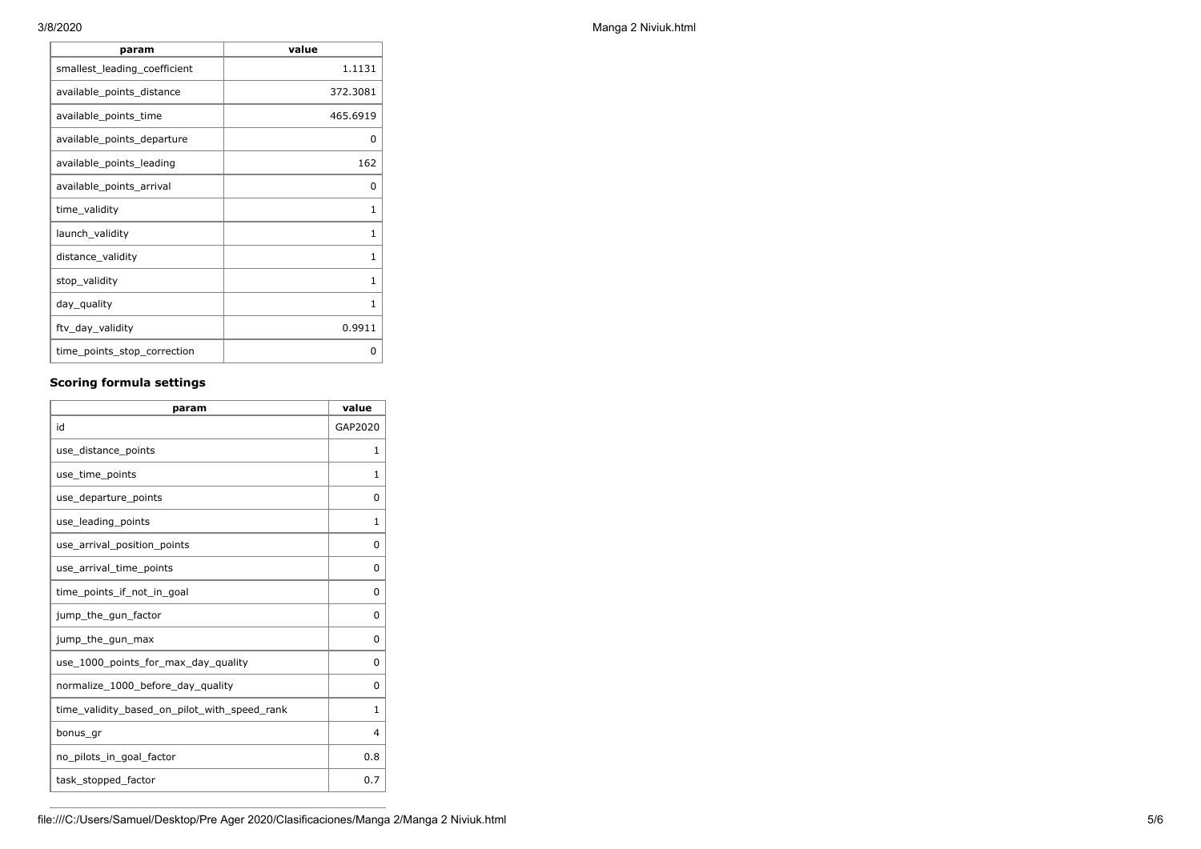| param | value |
| --- | --- |
| smallest_leading_coefficient | 1.1131 |
| available_points_distance | 372.3081 |
| available_points_time | 465.6919 |
| available_points_departure | 0 |
| available_points_leading | 162 |
| available_points_arrival | 0 |
| time_validity | 1 |
| launch_validity | 1 |
| distance_validity | 1 |
| stop_validity | 1 |
| day_quality | 1 |
| ftv_day_validity | 0.9911 |
| time_points_stop_correction | 0 |

### Scoring formula settings

| param | value |
| --- | --- |
| id | GAP2020 |
| use_distance_points | 1 |
| use_time_points | 1 |
| use_departure_points | 0 |
| use_leading_points | 1 |
| use_arrival_position_points | 0 |
| use_arrival_time_points | 0 |
| time_points_if_not_in_goal | 0 |
| jump_the_gun_factor | 0 |
| jump_the_gun_max | 0 |
| use_1000_points_for_max_day_quality | 0 |
| normalize_1000_before_day_quality | 0 |
| time_validity_based_on_pilot_with_speed_rank | 1 |
| bonus_gr | 4 |
| no_pilots_in_goal_factor | 0.8 |
| task_stopped_factor | 0.7 |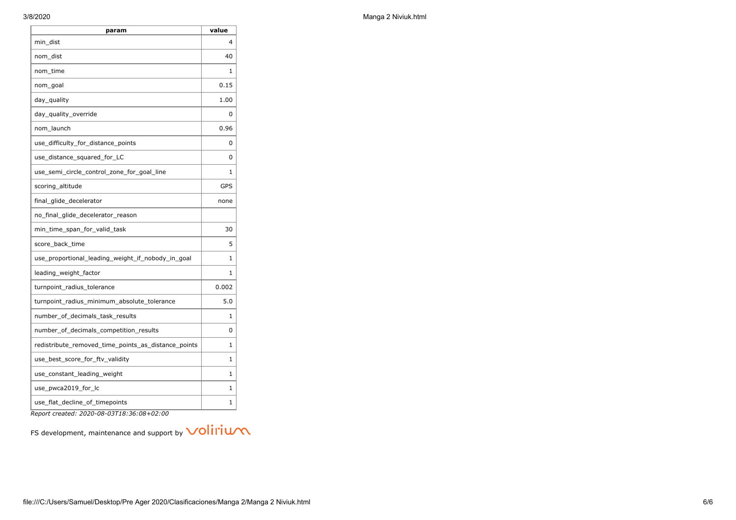| param | value |
|---|---|
| min_dist | 4 |
| nom_dist | 40 |
| nom_time | 1 |
| nom_goal | 0.15 |
| day_quality | 1.00 |
| day_quality_override | 0 |
| nom_launch | 0.96 |
| use_difficulty_for_distance_points | 0 |
| use_distance_squared_for_LC | 0 |
| use_semi_circle_control_zone_for_goal_line | 1 |
| scoring_altitude | GPS |
| final_glide_decelerator | none |
| no_final_glide_decelerator_reason | |
| min_time_span_for_valid_task | 30 |
| score_back_time | 5 |
| use_proportional_leading_weight_if_nobody_in_goal | 1 |
| leading_weight_factor | 1 |
| turnpoint_radius_tolerance | 0.002 |
| turnpoint_radius_minimum_absolute_tolerance | 5.0 |
| number_of_decimals_task_results | 1 |
| number_of_decimals_competition_results | 0 |
| redistribute_removed_time_points_as_distance_points | 1 |
| use_best_score_for_ftv_validity | 1 |
| use_constant_leading_weight | 1 |
| use_pwca2019_for_lc | 1 |
| use_flat_decline_of_timepoints | 1 |

*Report created: 2020-08-03T18:36:08+02:00*

FS development, maintenance and support by volirium